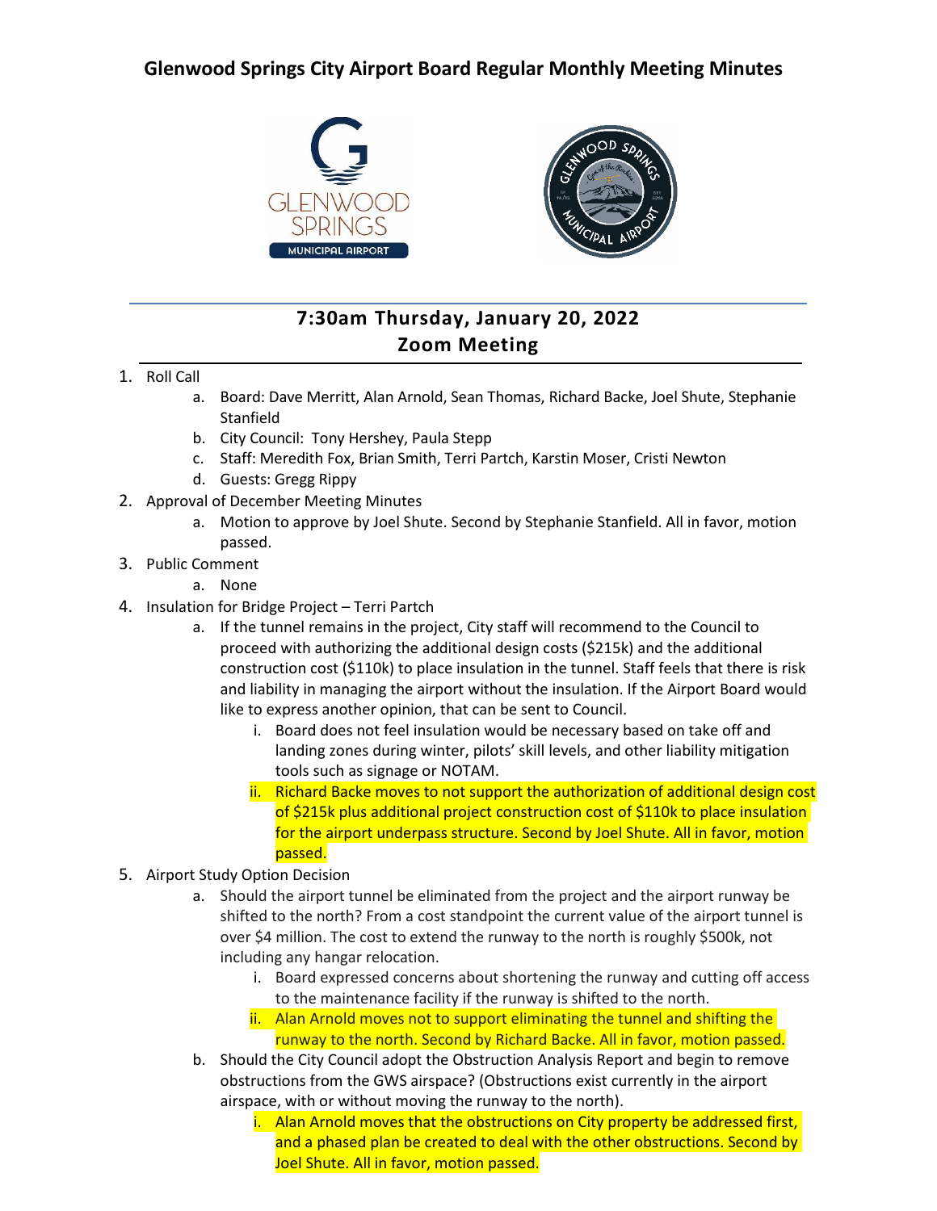# Glenwood Springs City Airport Board Regular Monthly Meeting Minutes

## 7:30am Thursday, January 20, 2022
## Zoom Meeting

1. Roll Call
   a. Board: Dave Merritt, Alan Arnold, Sean Thomas, Richard Backe, Joel Shute, Stephanie Stanfield
   b. City Council: Tony Hershey, Paula Stepp
   c. Staff: Meredith Fox, Brian Smith, Terri Partch, Karstin Moser, Cristi Newton
   d. Guests: Gregg Rippy
2. Approval of December Meeting Minutes
   a. Motion to approve by Joel Shute. Second by Stephanie Stanfield. All in favor, motion passed.
3. Public Comment
   a. None
4. Insulation for Bridge Project – Terri Partch
   a. If the tunnel remains in the project, City staff will recommend to the Council to proceed with authorizing the additional design costs ($215k) and the additional construction cost ($110k) to place insulation in the tunnel. Staff feels that there is risk and liability in managing the airport without the insulation. If the Airport Board would like to express another opinion, that can be sent to Council.
      i. Board does not feel insulation would be necessary based on take off and landing zones during winter, pilots' skill levels, and other liability mitigation tools such as signage or NOTAM.
      ii. Richard Backe moves to not support the authorization of additional design cost of $215k plus additional project construction cost of $110k to place insulation for the airport underpass structure. Second by Joel Shute. All in favor, motion passed.
5. Airport Study Option Decision
   a. Should the airport tunnel be eliminated from the project and the airport runway be shifted to the north? From a cost standpoint the current value of the airport tunnel is over $4 million. The cost to extend the runway to the north is roughly $500k, not including any hangar relocation.
      i. Board expressed concerns about shortening the runway and cutting off access to the maintenance facility if the runway is shifted to the north.
      ii. Alan Arnold moves not to support eliminating the tunnel and shifting the runway to the north. Second by Richard Backe. All in favor, motion passed.
   b. Should the City Council adopt the Obstruction Analysis Report and begin to remove obstructions from the GWS airspace? (Obstructions exist currently in the airport airspace, with or without moving the runway to the north).
      i. Alan Arnold moves that the obstructions on City property be addressed first, and a phased plan be created to deal with the other obstructions. Second by Joel Shute. All in favor, motion passed.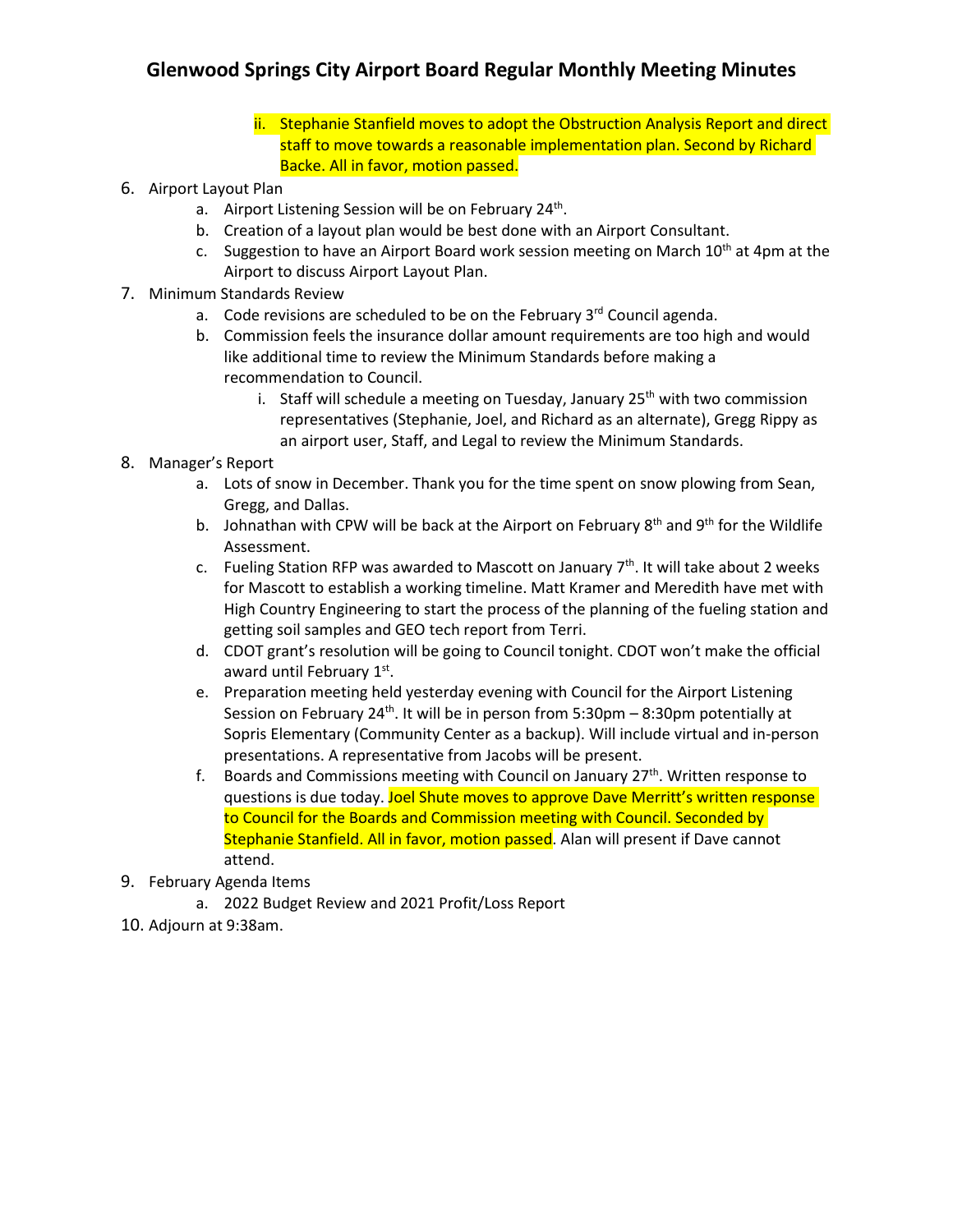ii. Stephanie Stanfield moves to adopt the Obstruction Analysis Report and direct staff to move towards a reasonable implementation plan. Second by Richard Backe. All in favor, motion passed.

6. Airport Layout Plan
   a. Airport Listening Session will be on February 24th.
   b. Creation of a layout plan would be best done with an Airport Consultant.
   c. Suggestion to have an Airport Board work session meeting on March 10th at 4pm at the Airport to discuss Airport Layout Plan.
7. Minimum Standards Review
   a. Code revisions are scheduled to be on the February 3rd Council agenda.
   b. Commission feels the insurance dollar amount requirements are too high and would like additional time to review the Minimum Standards before making a recommendation to Council.
      i. Staff will schedule a meeting on Tuesday, January 25th with two commission representatives (Stephanie, Joel, and Richard as an alternate), Gregg Rippy as an airport user, Staff, and Legal to review the Minimum Standards.
8. Manager's Report
   a. Lots of snow in December. Thank you for the time spent on snow plowing from Sean, Gregg, and Dallas.
   b. Johnathan with CPW will be back at the Airport on February 8th and 9th for the Wildlife Assessment.
   c. Fueling Station RFP was awarded to Mascott on January 7th. It will take about 2 weeks for Mascott to establish a working timeline. Matt Kramer and Meredith have met with High Country Engineering to start the process of the planning of the fueling station and getting soil samples and GEO tech report from Terri.
   d. CDOT grant's resolution will be going to Council tonight. CDOT won't make the official award until February 1st.
   e. Preparation meeting held yesterday evening with Council for the Airport Listening Session on February 24th. It will be in person from 5:30pm – 8:30pm potentially at Sopris Elementary (Community Center as a backup). Will include virtual and in-person presentations. A representative from Jacobs will be present.
   f. Boards and Commissions meeting with Council on January 27th. Written response to questions is due today. Joel Shute moves to approve Dave Merritt's written response to Council for the Boards and Commission meeting with Council. Seconded by Stephanie Stanfield. All in favor, motion passed. Alan will present if Dave cannot attend.
9. February Agenda Items
   a. 2022 Budget Review and 2021 Profit/Loss Report
10. Adjourn at 9:38am.